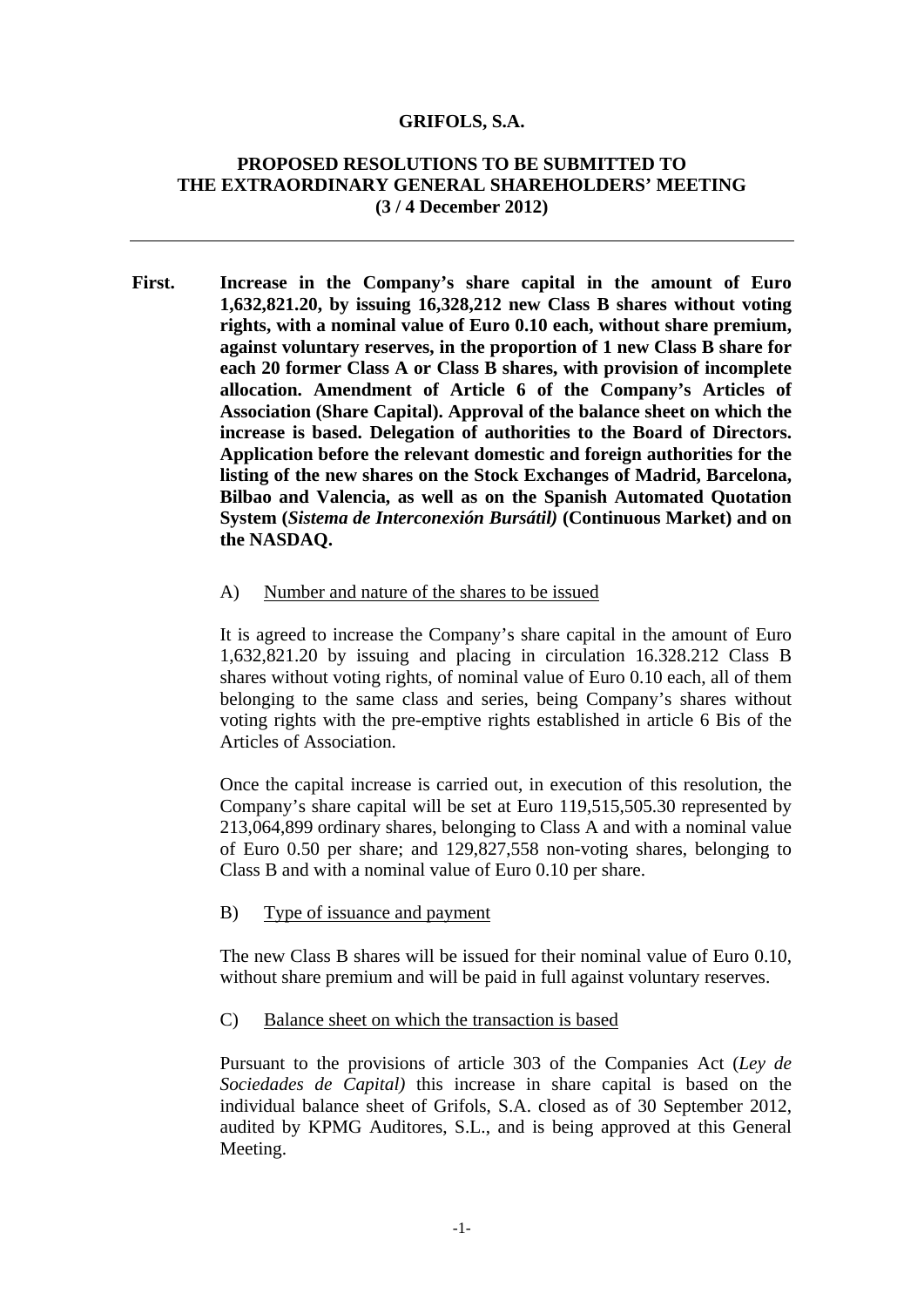**GRIFOLS, S.A.**

**PROPOSED RESOLUTIONS TO BE SUBMITTED TO THE EXTRAORDINARY GENERAL SHAREHOLDERS' MEETING (3 / 4 December 2012)**

---

**First. Increase in the Company's share capital in the amount of Euro 1,632,821.20, by issuing 16,328,212 new Class B shares without voting rights, with a nominal value of Euro 0.10 each, without share premium, against voluntary reserves, in the proportion of 1 new Class B share for each 20 former Class A or Class B shares, with provision of incomplete allocation. Amendment of Article 6 of the Company's Articles of Association (Share Capital). Approval of the balance sheet on which the increase is based. Delegation of authorities to the Board of Directors. Application before the relevant domestic and foreign authorities for the listing of the new shares on the Stock Exchanges of Madrid, Barcelona, Bilbao and Valencia, as well as on the Spanish Automated Quotation System (*Sistema de Interconexión Bursátil)* (Continuous Market) and on the NASDAQ.**

A) Number and nature of the shares to be issued

It is agreed to increase the Company's share capital in the amount of Euro 1,632,821.20 by issuing and placing in circulation 16.328.212 Class B shares without voting rights, of nominal value of Euro 0.10 each, all of them belonging to the same class and series, being Company's shares without voting rights with the pre-emptive rights established in article 6 Bis of the Articles of Association.

Once the capital increase is carried out, in execution of this resolution, the Company's share capital will be set at Euro 119,515,505.30 represented by 213,064,899 ordinary shares, belonging to Class A and with a nominal value of Euro 0.50 per share; and 129,827,558 non-voting shares, belonging to Class B and with a nominal value of Euro 0.10 per share.

B) Type of issuance and payment

The new Class B shares will be issued for their nominal value of Euro 0.10, without share premium and will be paid in full against voluntary reserves.

C) Balance sheet on which the transaction is based

Pursuant to the provisions of article 303 of the Companies Act (*Ley de Sociedades de Capital)* this increase in share capital is based on the individual balance sheet of Grifols, S.A. closed as of 30 September 2012, audited by KPMG Auditores, S.L., and is being approved at this General Meeting.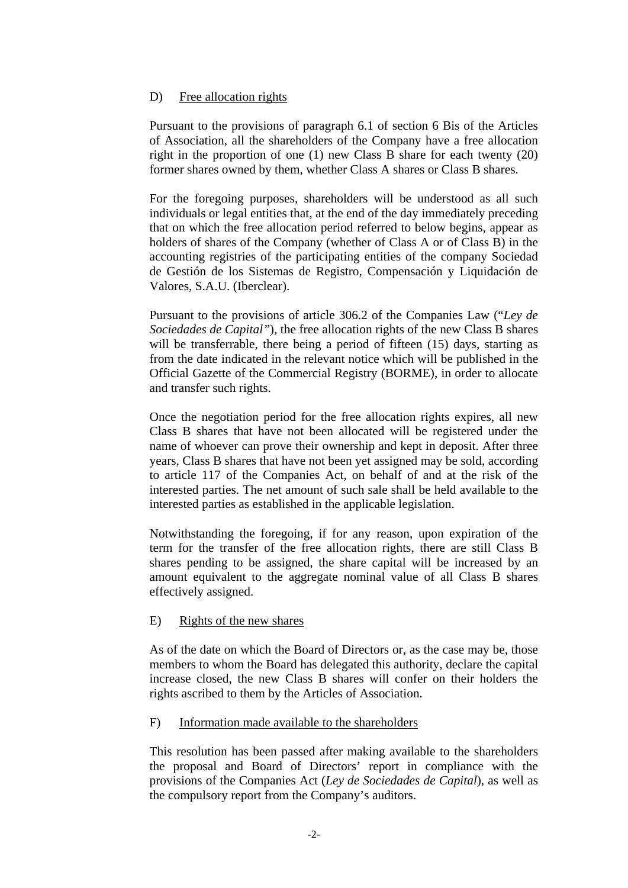D) Free allocation rights

Pursuant to the provisions of paragraph 6.1 of section 6 Bis of the Articles of Association, all the shareholders of the Company have a free allocation right in the proportion of one (1) new Class B share for each twenty (20) former shares owned by them, whether Class A shares or Class B shares.

For the foregoing purposes, shareholders will be understood as all such individuals or legal entities that, at the end of the day immediately preceding that on which the free allocation period referred to below begins, appear as holders of shares of the Company (whether of Class A or of Class B) in the accounting registries of the participating entities of the company Sociedad de Gestión de los Sistemas de Registro, Compensación y Liquidación de Valores, S.A.U. (Iberclear).

Pursuant to the provisions of article 306.2 of the Companies Law ("*Ley de Sociedades de Capital"*), the free allocation rights of the new Class B shares will be transferrable, there being a period of fifteen (15) days, starting as from the date indicated in the relevant notice which will be published in the Official Gazette of the Commercial Registry (BORME), in order to allocate and transfer such rights.

Once the negotiation period for the free allocation rights expires, all new Class B shares that have not been allocated will be registered under the name of whoever can prove their ownership and kept in deposit. After three years, Class B shares that have not been yet assigned may be sold, according to article 117 of the Companies Act, on behalf of and at the risk of the interested parties. The net amount of such sale shall be held available to the interested parties as established in the applicable legislation.

Notwithstanding the foregoing, if for any reason, upon expiration of the term for the transfer of the free allocation rights, there are still Class B shares pending to be assigned, the share capital will be increased by an amount equivalent to the aggregate nominal value of all Class B shares effectively assigned.

E) Rights of the new shares

As of the date on which the Board of Directors or, as the case may be, those members to whom the Board has delegated this authority, declare the capital increase closed, the new Class B shares will confer on their holders the rights ascribed to them by the Articles of Association.

F) Information made available to the shareholders

This resolution has been passed after making available to the shareholders the proposal and Board of Directors' report in compliance with the provisions of the Companies Act (*Ley de Sociedades de Capital*), as well as the compulsory report from the Company's auditors.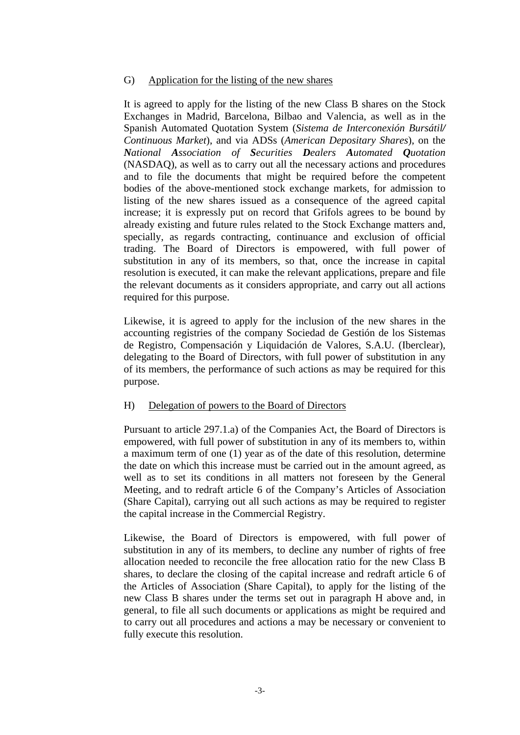G) Application for the listing of the new shares

It is agreed to apply for the listing of the new Class B shares on the Stock Exchanges in Madrid, Barcelona, Bilbao and Valencia, as well as in the Spanish Automated Quotation System (*Sistema de Interconexión Bursátil/ Continuous Market*), and via ADSs (*American Depositary Shares*), on the ***N**ational **A**ssociation of **S**ecurities **D**ealers **A**utomated **Q**uotation* (NASDAQ), as well as to carry out all the necessary actions and procedures and to file the documents that might be required before the competent bodies of the above-mentioned stock exchange markets, for admission to listing of the new shares issued as a consequence of the agreed capital increase; it is expressly put on record that Grifols agrees to be bound by already existing and future rules related to the Stock Exchange matters and, specially, as regards contracting, continuance and exclusion of official trading. The Board of Directors is empowered, with full power of substitution in any of its members, so that, once the increase in capital resolution is executed, it can make the relevant applications, prepare and file the relevant documents as it considers appropriate, and carry out all actions required for this purpose.

Likewise, it is agreed to apply for the inclusion of the new shares in the accounting registries of the company Sociedad de Gestión de los Sistemas de Registro, Compensación y Liquidación de Valores, S.A.U. (Iberclear), delegating to the Board of Directors, with full power of substitution in any of its members, the performance of such actions as may be required for this purpose.

H) Delegation of powers to the Board of Directors

Pursuant to article 297.1.a) of the Companies Act, the Board of Directors is empowered, with full power of substitution in any of its members to, within a maximum term of one (1) year as of the date of this resolution, determine the date on which this increase must be carried out in the amount agreed, as well as to set its conditions in all matters not foreseen by the General Meeting, and to redraft article 6 of the Company's Articles of Association (Share Capital), carrying out all such actions as may be required to register the capital increase in the Commercial Registry.

Likewise, the Board of Directors is empowered, with full power of substitution in any of its members, to decline any number of rights of free allocation needed to reconcile the free allocation ratio for the new Class B shares, to declare the closing of the capital increase and redraft article 6 of the Articles of Association (Share Capital), to apply for the listing of the new Class B shares under the terms set out in paragraph H above and, in general, to file all such documents or applications as might be required and to carry out all procedures and actions a may be necessary or convenient to fully execute this resolution.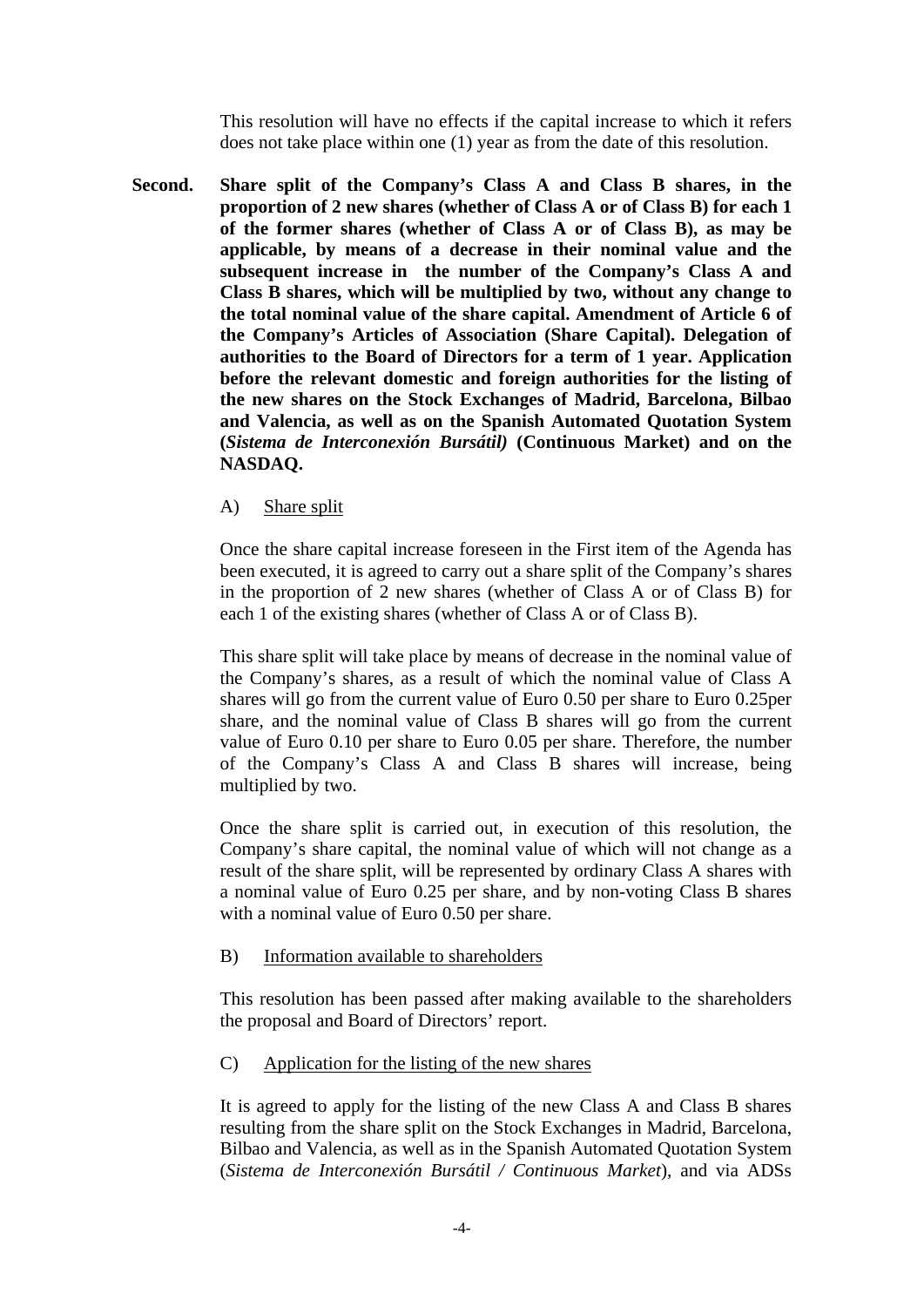This resolution will have no effects if the capital increase to which it refers does not take place within one (1) year as from the date of this resolution.

**Second. Share split of the Company's Class A and Class B shares, in the proportion of 2 new shares (whether of Class A or of Class B) for each 1 of the former shares (whether of Class A or of Class B), as may be applicable, by means of a decrease in their nominal value and the subsequent increase in the number of the Company's Class A and Class B shares, which will be multiplied by two, without any change to the total nominal value of the share capital. Amendment of Article 6 of the Company's Articles of Association (Share Capital). Delegation of authorities to the Board of Directors for a term of 1 year. Application before the relevant domestic and foreign authorities for the listing of the new shares on the Stock Exchanges of Madrid, Barcelona, Bilbao and Valencia, as well as on the Spanish Automated Quotation System (*Sistema de Interconexión Bursátil)* (Continuous Market) and on the NASDAQ.**

A) Share split

Once the share capital increase foreseen in the First item of the Agenda has been executed, it is agreed to carry out a share split of the Company's shares in the proportion of 2 new shares (whether of Class A or of Class B) for each 1 of the existing shares (whether of Class A or of Class B).

This share split will take place by means of decrease in the nominal value of the Company's shares, as a result of which the nominal value of Class A shares will go from the current value of Euro 0.50 per share to Euro 0.25per share, and the nominal value of Class B shares will go from the current value of Euro 0.10 per share to Euro 0.05 per share. Therefore, the number of the Company's Class A and Class B shares will increase, being multiplied by two.

Once the share split is carried out, in execution of this resolution, the Company's share capital, the nominal value of which will not change as a result of the share split, will be represented by ordinary Class A shares with a nominal value of Euro 0.25 per share, and by non-voting Class B shares with a nominal value of Euro 0.50 per share.

B) Information available to shareholders

This resolution has been passed after making available to the shareholders the proposal and Board of Directors' report.

C) Application for the listing of the new shares

It is agreed to apply for the listing of the new Class A and Class B shares resulting from the share split on the Stock Exchanges in Madrid, Barcelona, Bilbao and Valencia, as well as in the Spanish Automated Quotation System (*Sistema de Interconexión Bursátil / Continuous Market*), and via ADSs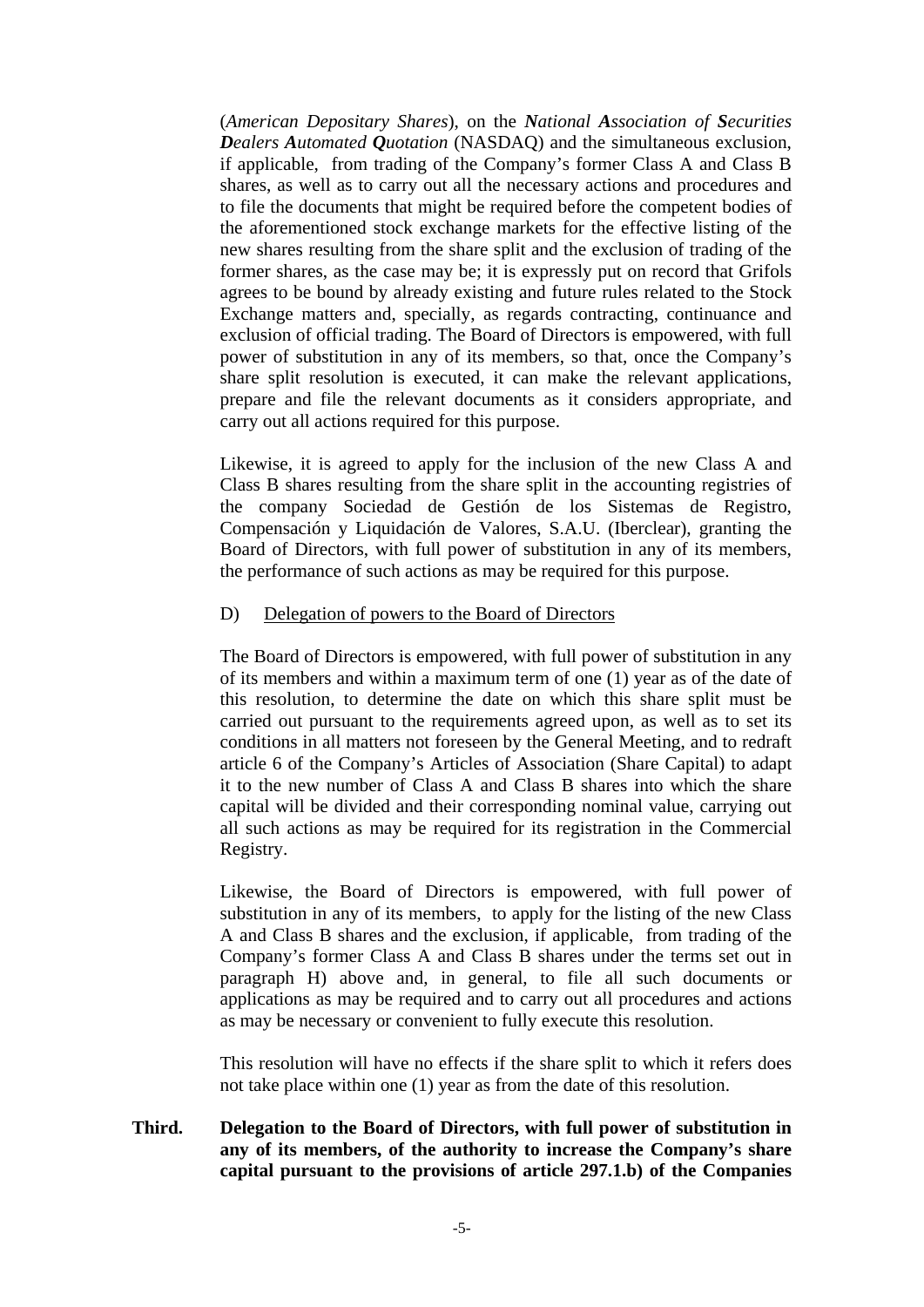(*American Depositary Shares*), on the ***N**ational **A**ssociation of **S**ecurities **D**ealers **A**utomated **Q**uotation* (NASDAQ) and the simultaneous exclusion, if applicable, from trading of the Company's former Class A and Class B shares, as well as to carry out all the necessary actions and procedures and to file the documents that might be required before the competent bodies of the aforementioned stock exchange markets for the effective listing of the new shares resulting from the share split and the exclusion of trading of the former shares, as the case may be; it is expressly put on record that Grifols agrees to be bound by already existing and future rules related to the Stock Exchange matters and, specially, as regards contracting, continuance and exclusion of official trading. The Board of Directors is empowered, with full power of substitution in any of its members, so that, once the Company's share split resolution is executed, it can make the relevant applications, prepare and file the relevant documents as it considers appropriate, and carry out all actions required for this purpose.

Likewise, it is agreed to apply for the inclusion of the new Class A and Class B shares resulting from the share split in the accounting registries of the company Sociedad de Gestión de los Sistemas de Registro, Compensación y Liquidación de Valores, S.A.U. (Iberclear), granting the Board of Directors, with full power of substitution in any of its members, the performance of such actions as may be required for this purpose.

D) Delegation of powers to the Board of Directors

The Board of Directors is empowered, with full power of substitution in any of its members and within a maximum term of one (1) year as of the date of this resolution, to determine the date on which this share split must be carried out pursuant to the requirements agreed upon, as well as to set its conditions in all matters not foreseen by the General Meeting, and to redraft article 6 of the Company's Articles of Association (Share Capital) to adapt it to the new number of Class A and Class B shares into which the share capital will be divided and their corresponding nominal value, carrying out all such actions as may be required for its registration in the Commercial Registry.

Likewise, the Board of Directors is empowered, with full power of substitution in any of its members, to apply for the listing of the new Class A and Class B shares and the exclusion, if applicable, from trading of the Company's former Class A and Class B shares under the terms set out in paragraph H) above and, in general, to file all such documents or applications as may be required and to carry out all procedures and actions as may be necessary or convenient to fully execute this resolution.

This resolution will have no effects if the share split to which it refers does not take place within one (1) year as from the date of this resolution.

**Third. Delegation to the Board of Directors, with full power of substitution in any of its members, of the authority to increase the Company's share capital pursuant to the provisions of article 297.1.b) of the Companies**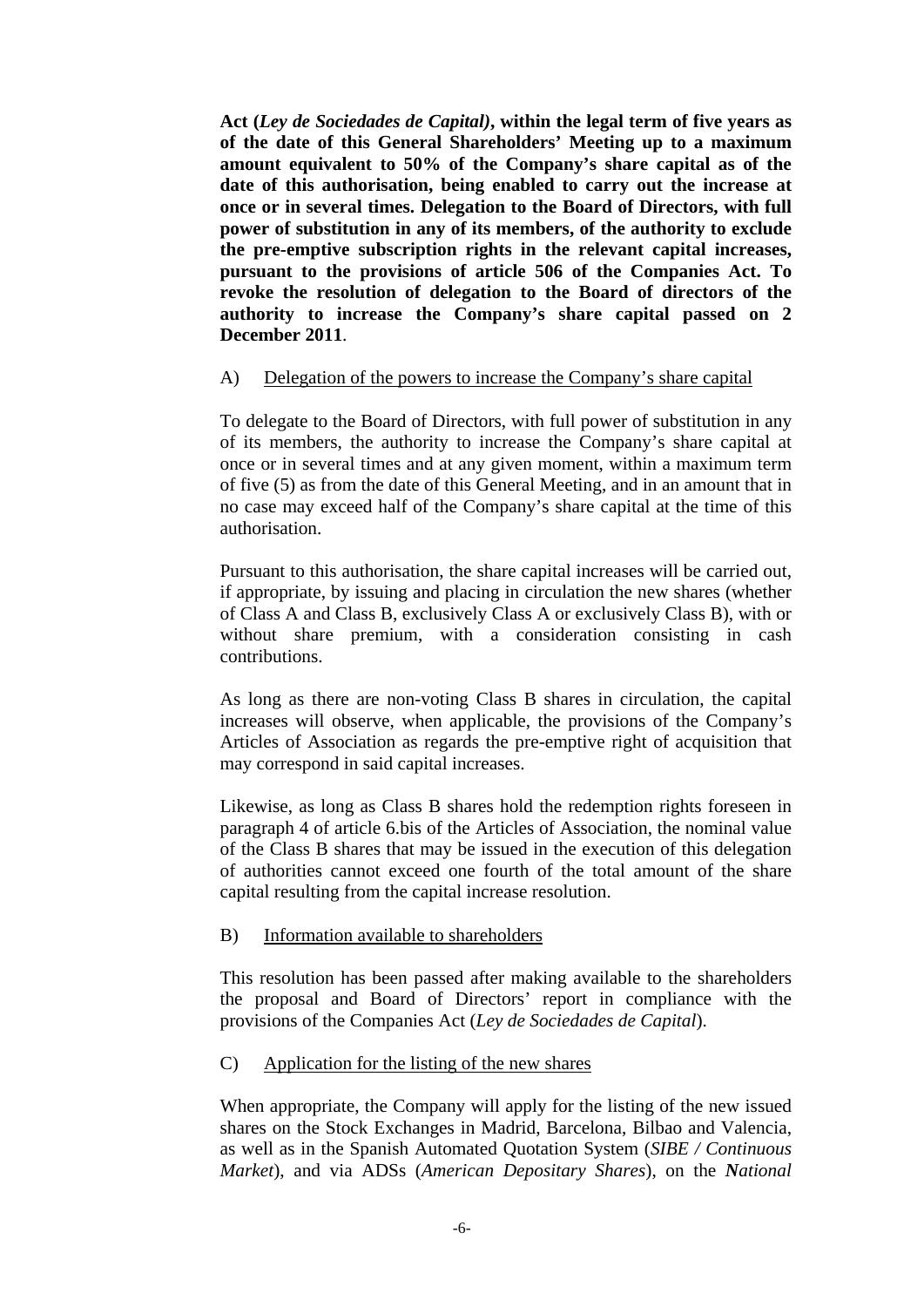**Act (*Ley de Sociedades de Capital)*, within the legal term of five years as of the date of this General Shareholders' Meeting up to a maximum amount equivalent to 50% of the Company's share capital as of the date of this authorisation, being enabled to carry out the increase at once or in several times. Delegation to the Board of Directors, with full power of substitution in any of its members, of the authority to exclude the pre-emptive subscription rights in the relevant capital increases, pursuant to the provisions of article 506 of the Companies Act. To revoke the resolution of delegation to the Board of directors of the authority to increase the Company's share capital passed on 2 December 2011**.

A) Delegation of the powers to increase the Company's share capital

To delegate to the Board of Directors, with full power of substitution in any of its members, the authority to increase the Company's share capital at once or in several times and at any given moment, within a maximum term of five (5) as from the date of this General Meeting, and in an amount that in no case may exceed half of the Company's share capital at the time of this authorisation.

Pursuant to this authorisation, the share capital increases will be carried out, if appropriate, by issuing and placing in circulation the new shares (whether of Class A and Class B, exclusively Class A or exclusively Class B), with or without share premium, with a consideration consisting in cash contributions.

As long as there are non-voting Class B shares in circulation, the capital increases will observe, when applicable, the provisions of the Company's Articles of Association as regards the pre-emptive right of acquisition that may correspond in said capital increases.

Likewise, as long as Class B shares hold the redemption rights foreseen in paragraph 4 of article 6.bis of the Articles of Association, the nominal value of the Class B shares that may be issued in the execution of this delegation of authorities cannot exceed one fourth of the total amount of the share capital resulting from the capital increase resolution.

B) Information available to shareholders

This resolution has been passed after making available to the shareholders the proposal and Board of Directors' report in compliance with the provisions of the Companies Act (*Ley de Sociedades de Capital*).

C) Application for the listing of the new shares

When appropriate, the Company will apply for the listing of the new issued shares on the Stock Exchanges in Madrid, Barcelona, Bilbao and Valencia, as well as in the Spanish Automated Quotation System (*SIBE / Continuous Market*), and via ADSs (*American Depositary Shares*), on the ***N**ational*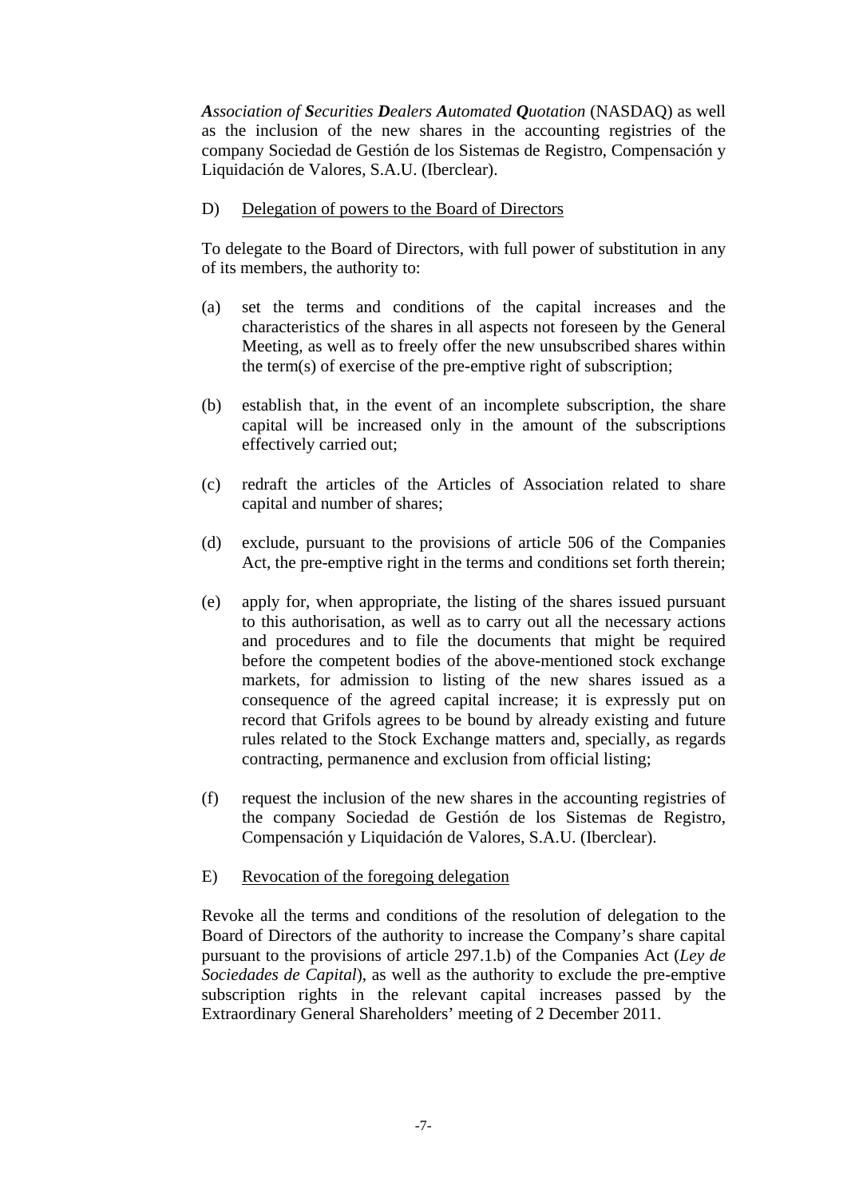***A**ssociation of **S**ecurities **D**ealers **A**utomated **Q**uotation* (NASDAQ) as well as the inclusion of the new shares in the accounting registries of the company Sociedad de Gestión de los Sistemas de Registro, Compensación y Liquidación de Valores, S.A.U. (Iberclear).

D) Delegation of powers to the Board of Directors

To delegate to the Board of Directors, with full power of substitution in any of its members, the authority to:

(a) set the terms and conditions of the capital increases and the characteristics of the shares in all aspects not foreseen by the General Meeting, as well as to freely offer the new unsubscribed shares within the term(s) of exercise of the pre-emptive right of subscription;

(b) establish that, in the event of an incomplete subscription, the share capital will be increased only in the amount of the subscriptions effectively carried out;

(c) redraft the articles of the Articles of Association related to share capital and number of shares;

(d) exclude, pursuant to the provisions of article 506 of the Companies Act, the pre-emptive right in the terms and conditions set forth therein;

(e) apply for, when appropriate, the listing of the shares issued pursuant to this authorisation, as well as to carry out all the necessary actions and procedures and to file the documents that might be required before the competent bodies of the above-mentioned stock exchange markets, for admission to listing of the new shares issued as a consequence of the agreed capital increase; it is expressly put on record that Grifols agrees to be bound by already existing and future rules related to the Stock Exchange matters and, specially, as regards contracting, permanence and exclusion from official listing;

(f) request the inclusion of the new shares in the accounting registries of the company Sociedad de Gestión de los Sistemas de Registro, Compensación y Liquidación de Valores, S.A.U. (Iberclear).

E) Revocation of the foregoing delegation

Revoke all the terms and conditions of the resolution of delegation to the Board of Directors of the authority to increase the Company's share capital pursuant to the provisions of article 297.1.b) of the Companies Act (*Ley de Sociedades de Capital*), as well as the authority to exclude the pre-emptive subscription rights in the relevant capital increases passed by the Extraordinary General Shareholders' meeting of 2 December 2011.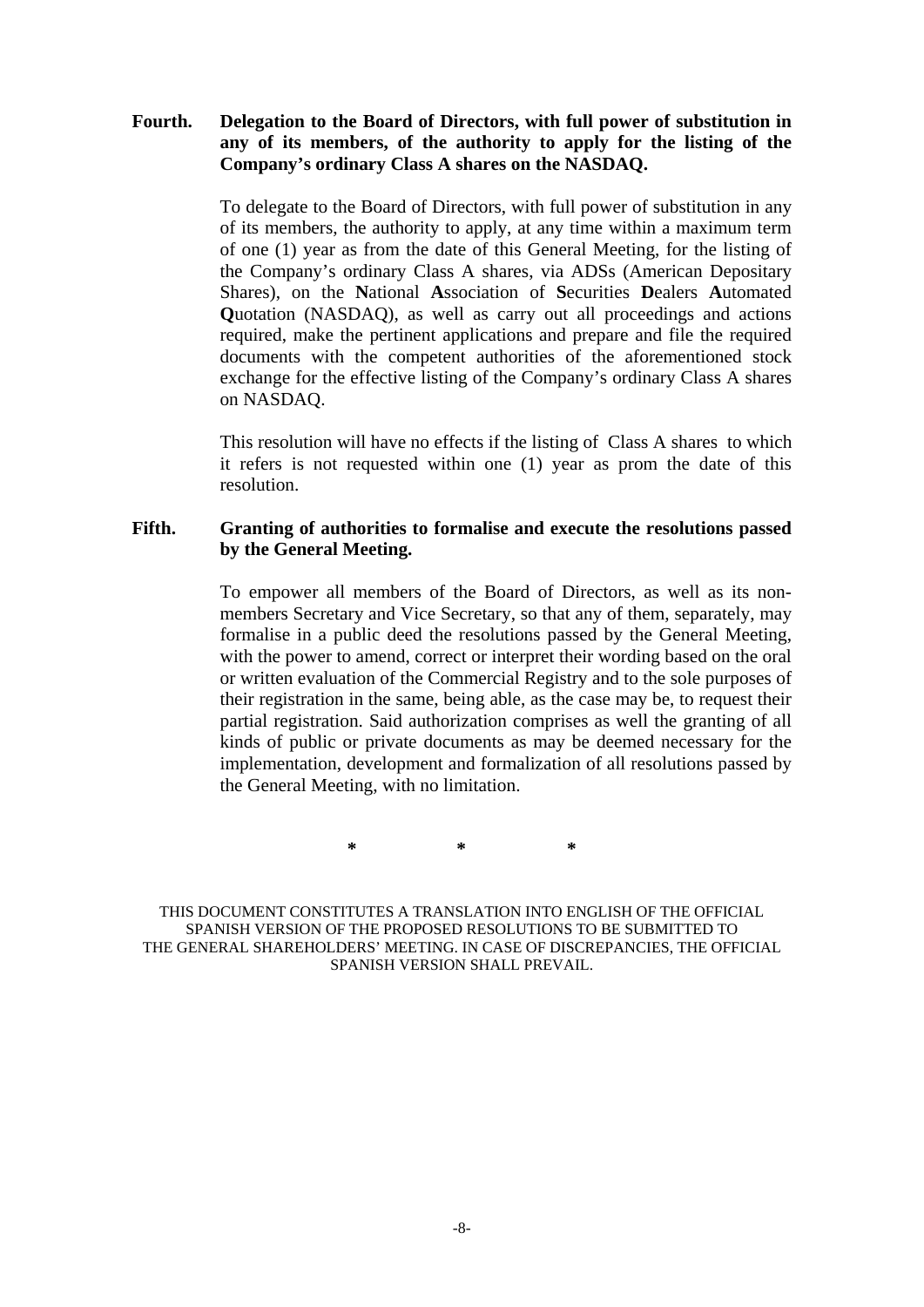**Fourth. Delegation to the Board of Directors, with full power of substitution in any of its members, of the authority to apply for the listing of the Company's ordinary Class A shares on the NASDAQ.**

To delegate to the Board of Directors, with full power of substitution in any of its members, the authority to apply, at any time within a maximum term of one (1) year as from the date of this General Meeting, for the listing of the Company's ordinary Class A shares, via ADSs (American Depositary Shares), on the **N**ational **A**ssociation of **S**ecurities **D**ealers **A**utomated **Q**uotation (NASDAQ), as well as carry out all proceedings and actions required, make the pertinent applications and prepare and file the required documents with the competent authorities of the aforementioned stock exchange for the effective listing of the Company's ordinary Class A shares on NASDAQ.

This resolution will have no effects if the listing of Class A shares to which it refers is not requested within one (1) year as prom the date of this resolution.

**Fifth. Granting of authorities to formalise and execute the resolutions passed by the General Meeting.**

To empower all members of the Board of Directors, as well as its non-members Secretary and Vice Secretary, so that any of them, separately, may formalise in a public deed the resolutions passed by the General Meeting, with the power to amend, correct or interpret their wording based on the oral or written evaluation of the Commercial Registry and to the sole purposes of their registration in the same, being able, as the case may be, to request their partial registration. Said authorization comprises as well the granting of all kinds of public or private documents as may be deemed necessary for the implementation, development and formalization of all resolutions passed by the General Meeting, with no limitation.

\* \* \*

THIS DOCUMENT CONSTITUTES A TRANSLATION INTO ENGLISH OF THE OFFICIAL SPANISH VERSION OF THE PROPOSED RESOLUTIONS TO BE SUBMITTED TO THE GENERAL SHAREHOLDERS' MEETING. IN CASE OF DISCREPANCIES, THE OFFICIAL SPANISH VERSION SHALL PREVAIL.